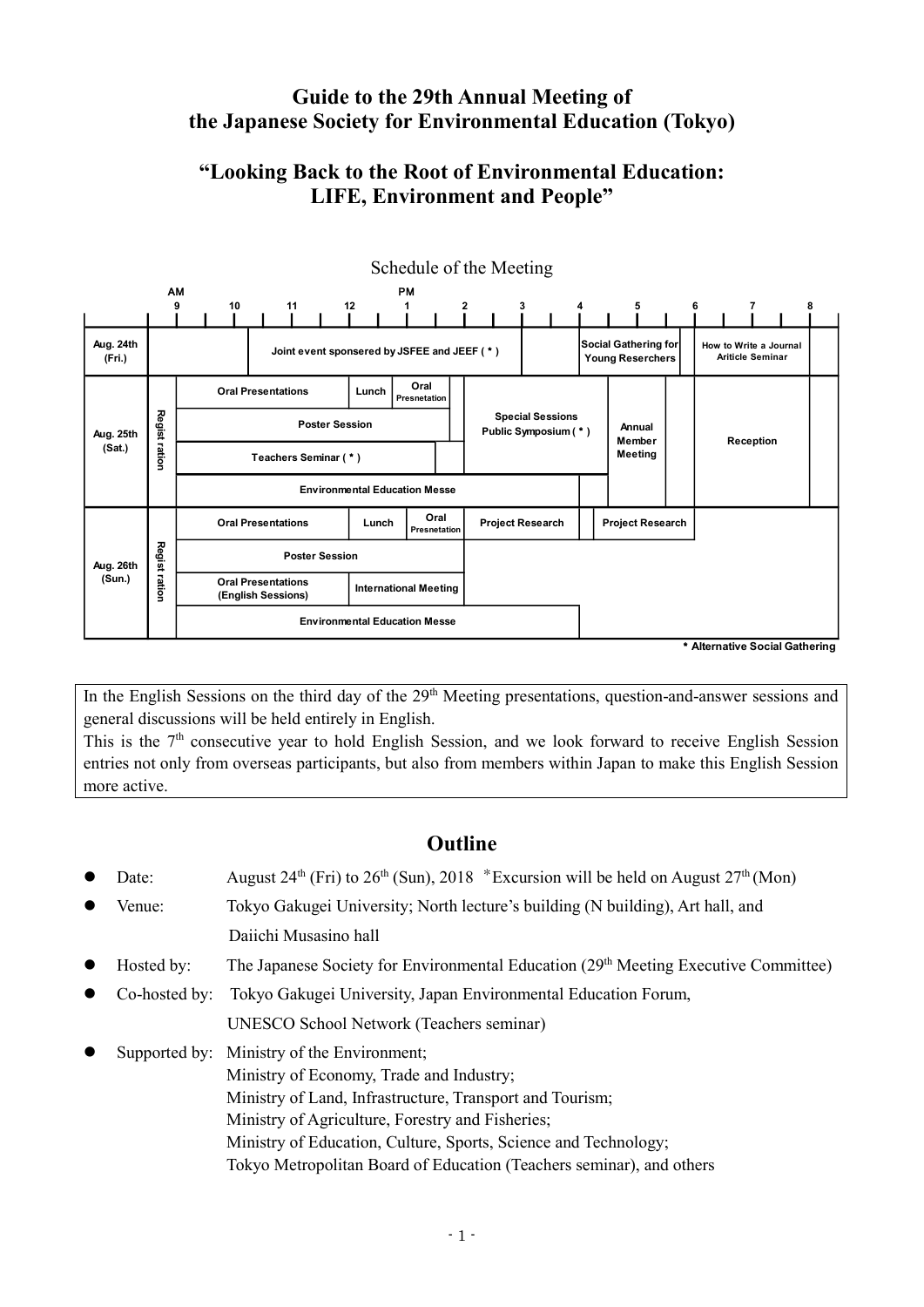# Guide to the 29th Annual Meeting of the Japanese Society for Environmental Education (Tokyo)

## "Looking Back to the Root of Environmental Education: LIFE, Environment and People"

Schedule of the Meeting

| | Time | Program |
|---|---|---|
| Aug. 24th (Fri.) | AM–PM | Joint event sponsered by JSFEE and JEEF (＊) |
| | PM | Social Gathering for Young Reserchers |
| | PM | How to Write a Journal Ariticle Seminar |
| Aug. 25th (Sat.) | AM | Regist ration |
| | AM–PM | Oral Presentations / Lunch / Oral Presnetation |
| | AM–PM | Poster Session |
| | AM–PM | Teachers Seminar (＊) |
| | AM–PM | Environmental Education Messe |
| | PM | Special Sessions Public Symposium (＊) |
| | PM | Annual Member Meeting |
| | PM | Reception |
| Aug. 26th (Sun.) | AM | Regist ration |
| | AM–PM | Oral Presentations / Lunch / Oral Presnetation |
| | PM | Project Research / Project Research |
| | AM–PM | Poster Session |
| | AM–PM | Oral Presentations (English Sessions) / International Meeting |
| | AM–PM | Environmental Education Messe |

＊ Alternative Social Gathering

In the English Sessions on the third day of the 29th Meeting presentations, question-and-answer sessions and general discussions will be held entirely in English.
This is the 7th consecutive year to hold English Session, and we look forward to receive English Session entries not only from overseas participants, but also from members within Japan to make this English Session more active.

## Outline

- Date: August 24th (Fri) to 26th (Sun), 2018 ＊Excursion will be held on August 27th (Mon)
- Venue: Tokyo Gakugei University; North lecture's building (N building), Art hall, and Daiichi Musasino hall
- Hosted by: The Japanese Society for Environmental Education (29th Meeting Executive Committee)
- Co-hosted by: Tokyo Gakugei University, Japan Environmental Education Forum, UNESCO School Network (Teachers seminar)
- Supported by: Ministry of the Environment;
  Ministry of Economy, Trade and Industry;
  Ministry of Land, Infrastructure, Transport and Tourism;
  Ministry of Agriculture, Forestry and Fisheries;
  Ministry of Education, Culture, Sports, Science and Technology;
  Tokyo Metropolitan Board of Education (Teachers seminar), and others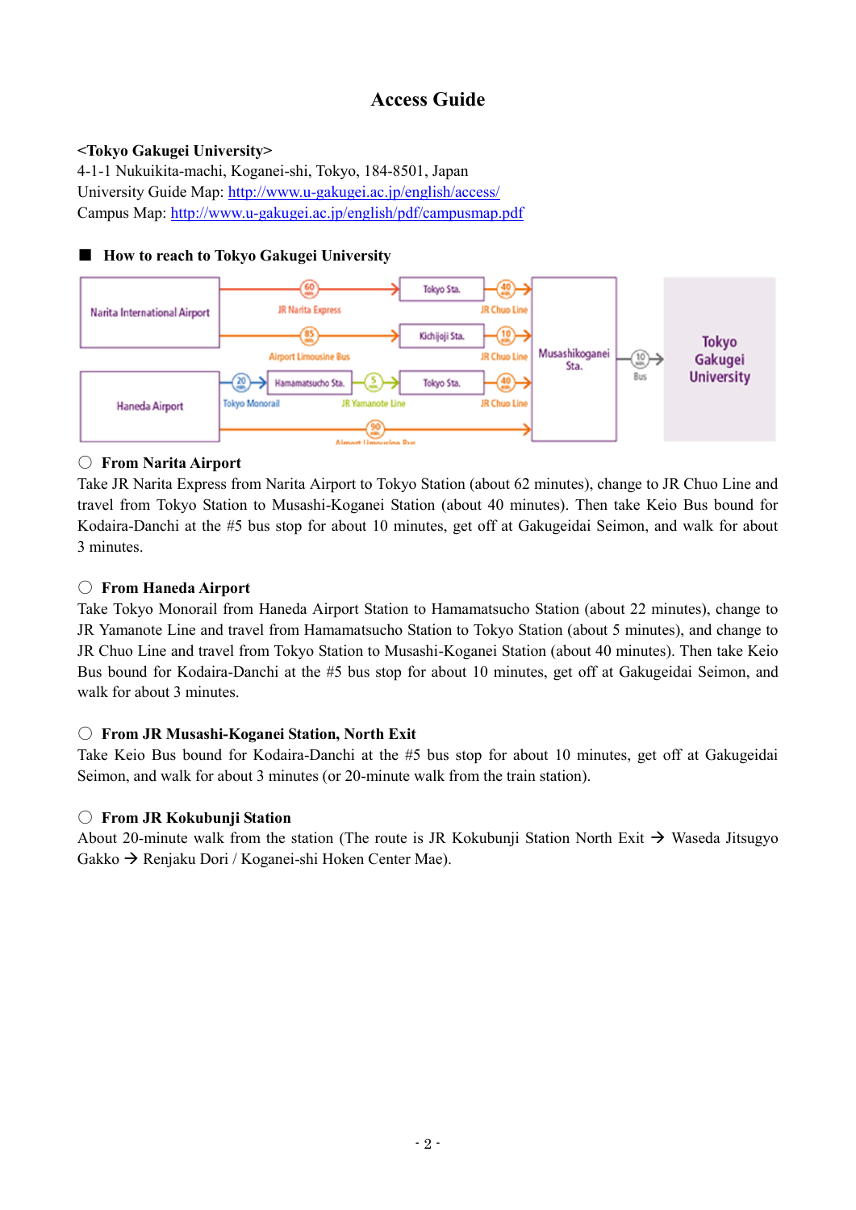# Access Guide

**<Tokyo Gakugei University>**
4-1-1 Nukuikita-machi, Koganei-shi, Tokyo, 184-8501, Japan
University Guide Map: http://www.u-gakugei.ac.jp/english/access/
Campus Map: http://www.u-gakugei.ac.jp/english/pdf/campusmap.pdf

## ■ How to reach to Tokyo Gakugei University

### ○ From Narita Airport

Take JR Narita Express from Narita Airport to Tokyo Station (about 62 minutes), change to JR Chuo Line and travel from Tokyo Station to Musashi-Koganei Station (about 40 minutes). Then take Keio Bus bound for Kodaira-Danchi at the #5 bus stop for about 10 minutes, get off at Gakugeidai Seimon, and walk for about 3 minutes.

### ○ From Haneda Airport

Take Tokyo Monorail from Haneda Airport Station to Hamamatsucho Station (about 22 minutes), change to JR Yamanote Line and travel from Hamamatsucho Station to Tokyo Station (about 5 minutes), and change to JR Chuo Line and travel from Tokyo Station to Musashi-Koganei Station (about 40 minutes). Then take Keio Bus bound for Kodaira-Danchi at the #5 bus stop for about 10 minutes, get off at Gakugeidai Seimon, and walk for about 3 minutes.

### ○ From JR Musashi-Koganei Station, North Exit

Take Keio Bus bound for Kodaira-Danchi at the #5 bus stop for about 10 minutes, get off at Gakugeidai Seimon, and walk for about 3 minutes (or 20-minute walk from the train station).

### ○ From JR Kokubunji Station

About 20-minute walk from the station (The route is JR Kokubunji Station North Exit → Waseda Jitsugyo Gakko → Renjaku Dori / Koganei-shi Hoken Center Mae).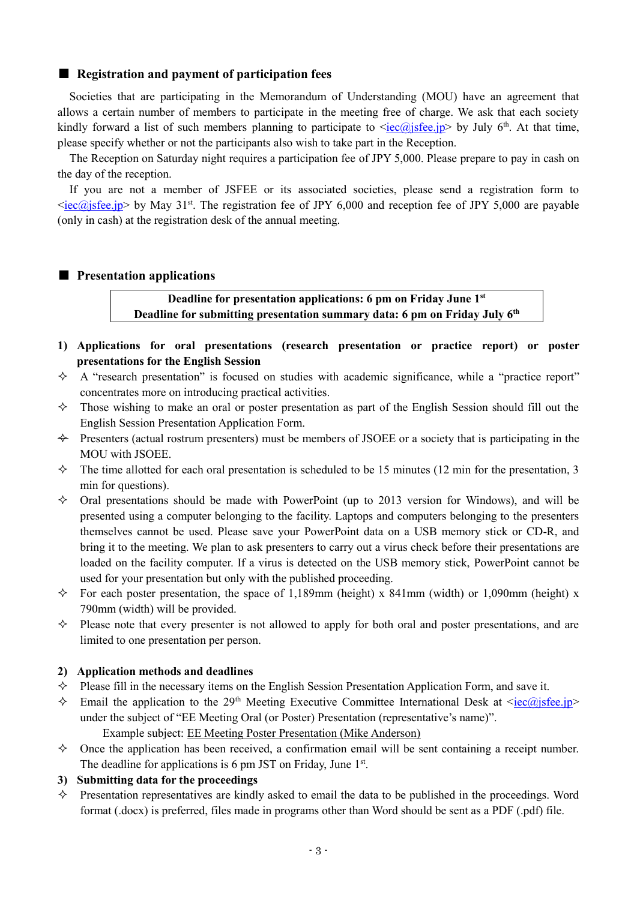## ■ Registration and payment of participation fees

Societies that are participating in the Memorandum of Understanding (MOU) have an agreement that allows a certain number of members to participate in the meeting free of charge. We ask that each society kindly forward a list of such members planning to participate to <iec@jsfee.jp> by July 6th. At that time, please specify whether or not the participants also wish to take part in the Reception.

The Reception on Saturday night requires a participation fee of JPY 5,000. Please prepare to pay in cash on the day of the reception.

If you are not a member of JSFEE or its associated societies, please send a registration form to <iec@jsfee.jp> by May 31st. The registration fee of JPY 6,000 and reception fee of JPY 5,000 are payable (only in cash) at the registration desk of the annual meeting.

## ■ Presentation applications

> **Deadline for presentation applications: 6 pm on Friday June 1st**
> **Deadline for submitting presentation summary data: 6 pm on Friday July 6th**

### 1) Applications for oral presentations (research presentation or practice report) or poster presentations for the English Session

- A "research presentation" is focused on studies with academic significance, while a "practice report" concentrates more on introducing practical activities.
- Those wishing to make an oral or poster presentation as part of the English Session should fill out the English Session Presentation Application Form.
- Presenters (actual rostrum presenters) must be members of JSOEE or a society that is participating in the MOU with JSOEE.
- The time allotted for each oral presentation is scheduled to be 15 minutes (12 min for the presentation, 3 min for questions).
- Oral presentations should be made with PowerPoint (up to 2013 version for Windows), and will be presented using a computer belonging to the facility. Laptops and computers belonging to the presenters themselves cannot be used. Please save your PowerPoint data on a USB memory stick or CD-R, and bring it to the meeting. We plan to ask presenters to carry out a virus check before their presentations are loaded on the facility computer. If a virus is detected on the USB memory stick, PowerPoint cannot be used for your presentation but only with the published proceeding.
- For each poster presentation, the space of 1,189mm (height) x 841mm (width) or 1,090mm (height) x 790mm (width) will be provided.
- Please note that every presenter is not allowed to apply for both oral and poster presentations, and are limited to one presentation per person.

### 2) Application methods and deadlines

- Please fill in the necessary items on the English Session Presentation Application Form, and save it.
- Email the application to the 29th Meeting Executive Committee International Desk at <iec@jsfee.jp> under the subject of "EE Meeting Oral (or Poster) Presentation (representative's name)".
  Example subject: <u>EE Meeting Poster Presentation (Mike Anderson)</u>
- Once the application has been received, a confirmation email will be sent containing a receipt number. The deadline for applications is 6 pm JST on Friday, June 1st.

### 3) Submitting data for the proceedings

- Presentation representatives are kindly asked to email the data to be published in the proceedings. Word format (.docx) is preferred, files made in programs other than Word should be sent as a PDF (.pdf) file.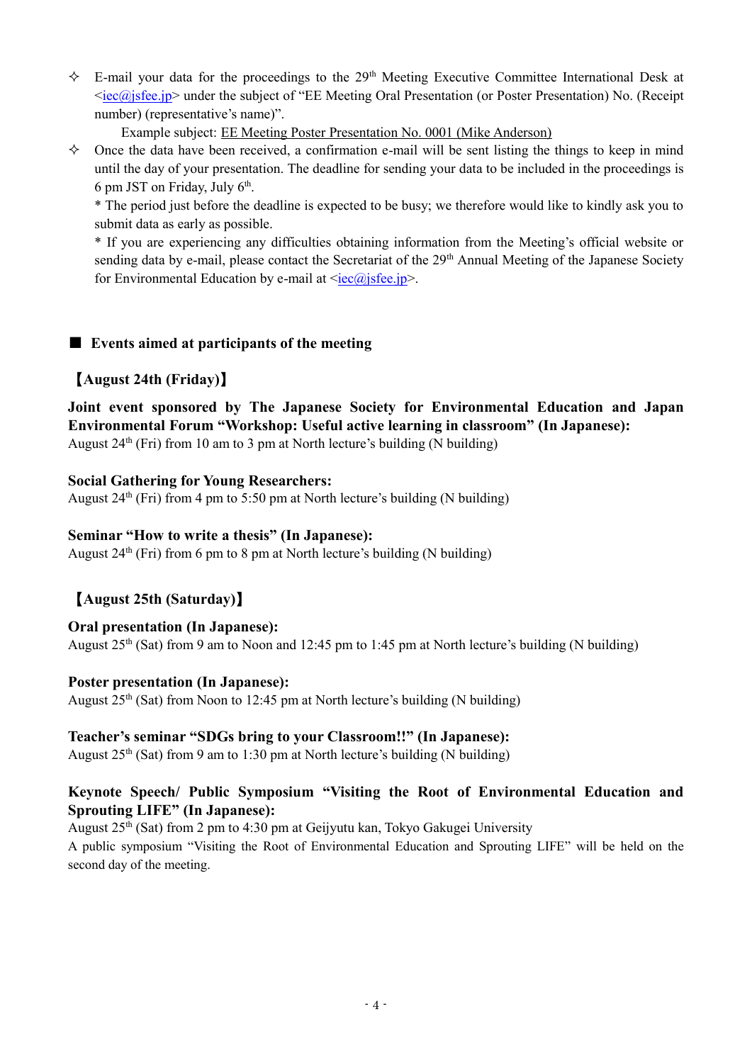- ✧ E-mail your data for the proceedings to the 29th Meeting Executive Committee International Desk at <iec@jsfee.jp> under the subject of "EE Meeting Oral Presentation (or Poster Presentation) No. (Receipt number) (representative's name)".

  Example subject: EE Meeting Poster Presentation No. 0001 (Mike Anderson)

- ✧ Once the data have been received, a confirmation e-mail will be sent listing the things to keep in mind until the day of your presentation. The deadline for sending your data to be included in the proceedings is 6 pm JST on Friday, July 6th.

  * The period just before the deadline is expected to be busy; we therefore would like to kindly ask you to submit data as early as possible.

  * If you are experiencing any difficulties obtaining information from the Meeting's official website or sending data by e-mail, please contact the Secretariat of the 29th Annual Meeting of the Japanese Society for Environmental Education by e-mail at <iec@jsfee.jp>.

## ■ Events aimed at participants of the meeting

### 【August 24th (Friday)】

**Joint event sponsored by The Japanese Society for Environmental Education and Japan Environmental Forum "Workshop: Useful active learning in classroom" (In Japanese):**
August 24th (Fri) from 10 am to 3 pm at North lecture's building (N building)

**Social Gathering for Young Researchers:**
August 24th (Fri) from 4 pm to 5:50 pm at North lecture's building (N building)

**Seminar "How to write a thesis" (In Japanese):**
August 24th (Fri) from 6 pm to 8 pm at North lecture's building (N building)

### 【August 25th (Saturday)】

**Oral presentation (In Japanese):**
August 25th (Sat) from 9 am to Noon and 12:45 pm to 1:45 pm at North lecture's building (N building)

**Poster presentation (In Japanese):**
August 25th (Sat) from Noon to 12:45 pm at North lecture's building (N building)

**Teacher's seminar "SDGs bring to your Classroom!!" (In Japanese):**
August 25th (Sat) from 9 am to 1:30 pm at North lecture's building (N building)

**Keynote Speech/ Public Symposium "Visiting the Root of Environmental Education and Sprouting LIFE" (In Japanese):**
August 25th (Sat) from 2 pm to 4:30 pm at Geijyutu kan, Tokyo Gakugei University
A public symposium "Visiting the Root of Environmental Education and Sprouting LIFE" will be held on the second day of the meeting.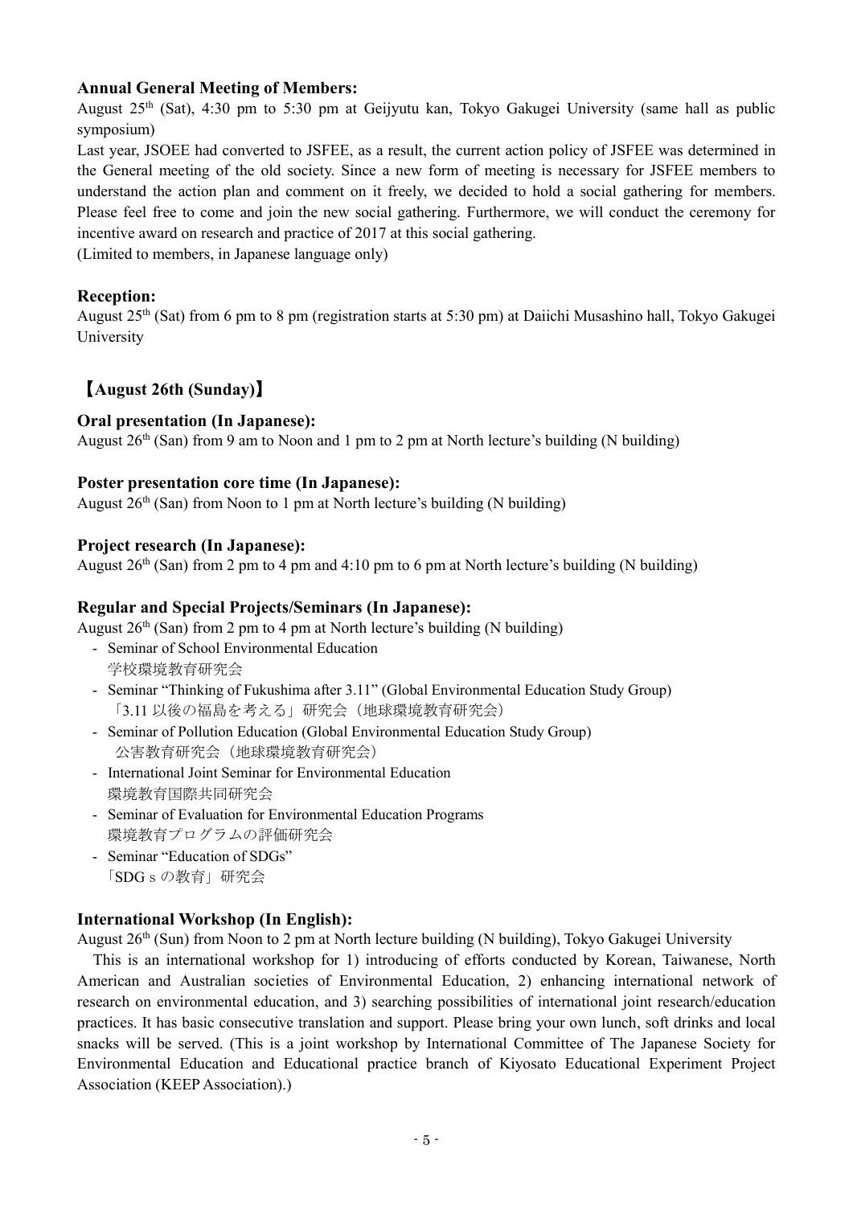**Annual General Meeting of Members:**

August 25th (Sat), 4:30 pm to 5:30 pm at Geijyutu kan, Tokyo Gakugei University (same hall as public symposium)

Last year, JSOEE had converted to JSFEE, as a result, the current action policy of JSFEE was determined in the General meeting of the old society. Since a new form of meeting is necessary for JSFEE members to understand the action plan and comment on it freely, we decided to hold a social gathering for members. Please feel free to come and join the new social gathering. Furthermore, we will conduct the ceremony for incentive award on research and practice of 2017 at this social gathering.

(Limited to members, in Japanese language only)

**Reception:**

August 25th (Sat) from 6 pm to 8 pm (registration starts at 5:30 pm) at Daiichi Musashino hall, Tokyo Gakugei University

## 【August 26th (Sunday)】

**Oral presentation (In Japanese):**

August 26th (San) from 9 am to Noon and 1 pm to 2 pm at North lecture's building (N building)

**Poster presentation core time (In Japanese):**

August 26th (San) from Noon to 1 pm at North lecture's building (N building)

**Project research (In Japanese):**

August 26th (San) from 2 pm to 4 pm and 4:10 pm to 6 pm at North lecture's building (N building)

**Regular and Special Projects/Seminars (In Japanese):**

August 26th (San) from 2 pm to 4 pm at North lecture's building (N building)

- Seminar of School Environmental Education
  学校環境教育研究会
- Seminar "Thinking of Fukushima after 3.11" (Global Environmental Education Study Group)
  「3.11 以後の福島を考える」研究会（地球環境教育研究会）
- Seminar of Pollution Education (Global Environmental Education Study Group)
  公害教育研究会（地球環境教育研究会）
- International Joint Seminar for Environmental Education
  環境教育国際共同研究会
- Seminar of Evaluation for Environmental Education Programs
  環境教育プログラムの評価研究会
- Seminar "Education of SDGs"
  「SDG s の教育」研究会

**International Workshop (In English):**

August 26th (Sun) from Noon to 2 pm at North lecture building (N building), Tokyo Gakugei University

This is an international workshop for 1) introducing of efforts conducted by Korean, Taiwanese, North American and Australian societies of Environmental Education, 2) enhancing international network of research on environmental education, and 3) searching possibilities of international joint research/education practices. It has basic consecutive translation and support. Please bring your own lunch, soft drinks and local snacks will be served. (This is a joint workshop by International Committee of The Japanese Society for Environmental Education and Educational practice branch of Kiyosato Educational Experiment Project Association (KEEP Association).)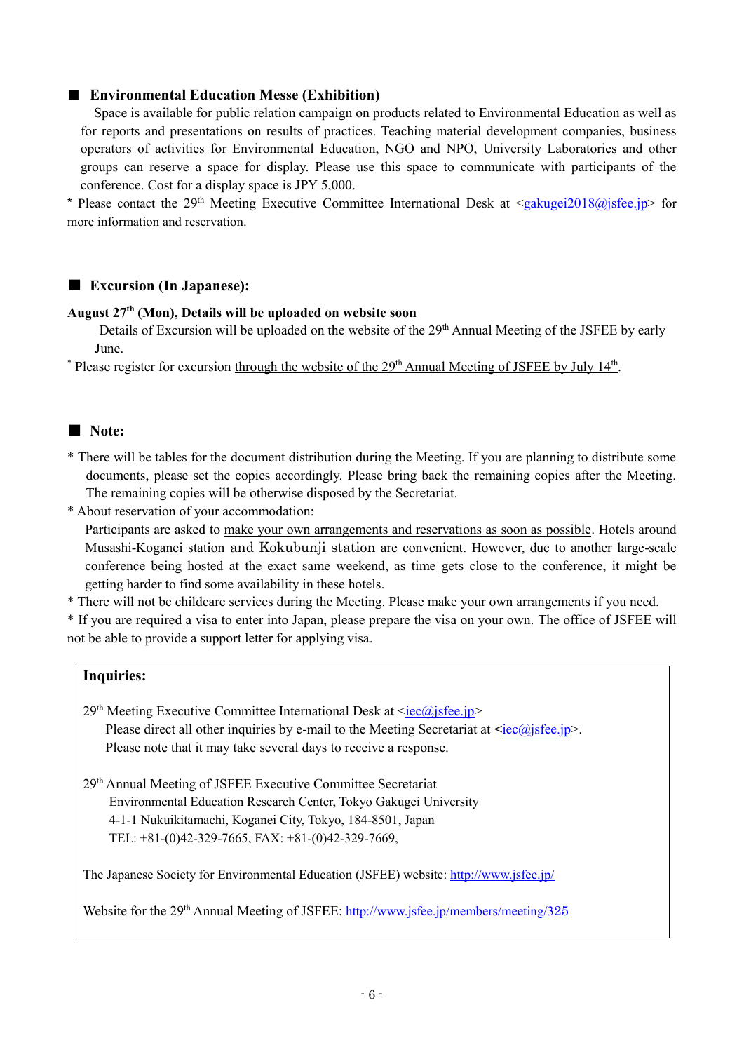## ■ Environmental Education Messe (Exhibition)

Space is available for public relation campaign on products related to Environmental Education as well as for reports and presentations on results of practices. Teaching material development companies, business operators of activities for Environmental Education, NGO and NPO, University Laboratories and other groups can reserve a space for display. Please use this space to communicate with participants of the conference. Cost for a display space is JPY 5,000.

* Please contact the 29th Meeting Executive Committee International Desk at <gakugei2018@jsfee.jp> for more information and reservation.

## ■ Excursion (In Japanese):

**August 27th (Mon), Details will be uploaded on website soon**

Details of Excursion will be uploaded on the website of the 29th Annual Meeting of the JSFEE by early June.

* Please register for excursion through the website of the 29th Annual Meeting of JSFEE by July 14th.

## ■ Note:

* There will be tables for the document distribution during the Meeting. If you are planning to distribute some documents, please set the copies accordingly. Please bring back the remaining copies after the Meeting. The remaining copies will be otherwise disposed by the Secretariat.
* About reservation of your accommodation:
  Participants are asked to make your own arrangements and reservations as soon as possible. Hotels around Musashi-Koganei station and Kokubunji station are convenient. However, due to another large-scale conference being hosted at the exact same weekend, as time gets close to the conference, it might be getting harder to find some availability in these hotels.
* There will not be childcare services during the Meeting. Please make your own arrangements if you need.
* If you are required a visa to enter into Japan, please prepare the visa on your own. The office of JSFEE will not be able to provide a support letter for applying visa.

**Inquiries:**

29th Meeting Executive Committee International Desk at <iec@jsfee.jp>
Please direct all other inquiries by e-mail to the Meeting Secretariat at <iec@jsfee.jp>.
Please note that it may take several days to receive a response.

29th Annual Meeting of JSFEE Executive Committee Secretariat
Environmental Education Research Center, Tokyo Gakugei University
4-1-1 Nukuikitamachi, Koganei City, Tokyo, 184-8501, Japan
TEL: +81-(0)42-329-7665, FAX: +81-(0)42-329-7669,

The Japanese Society for Environmental Education (JSFEE) website: http://www.jsfee.jp/

Website for the 29th Annual Meeting of JSFEE: http://www.jsfee.jp/members/meeting/325